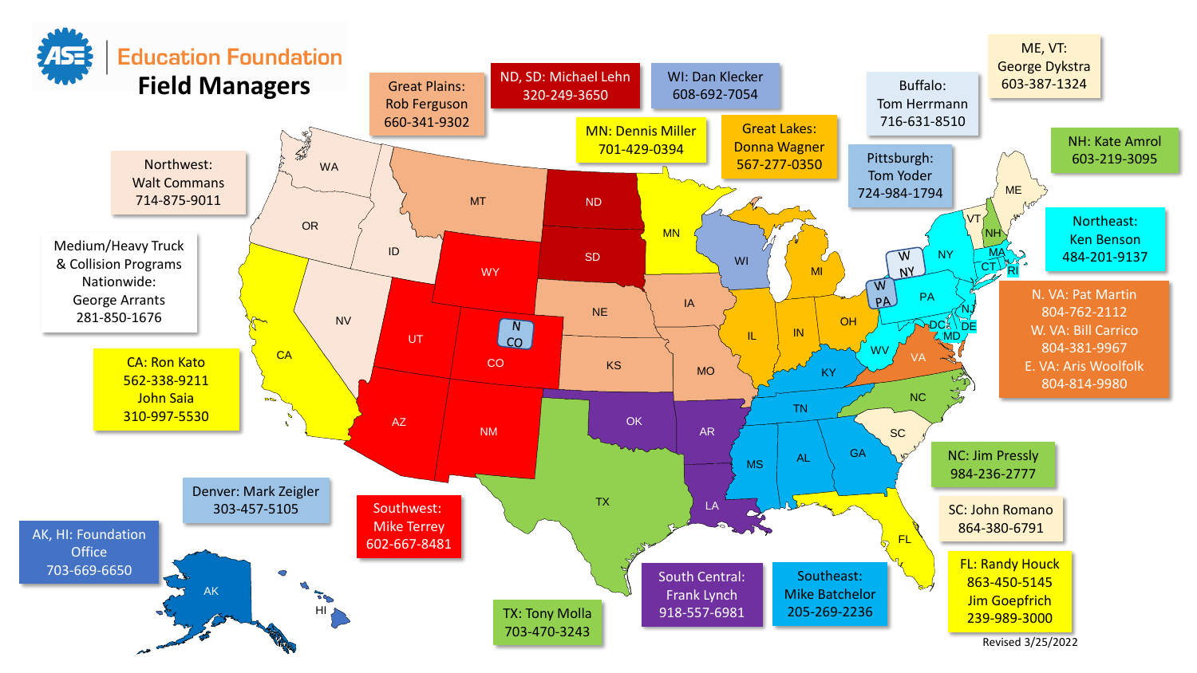# ASE Education Foundation Field Managers

**Northwest:** Walt Commans 714-875-9011

**Medium/Heavy Truck & Collision Programs Nationwide:** George Arrants 281-850-1676

**CA:** Ron Kato 562-338-9211, John Saia 310-997-5530

**Denver:** Mark Zeigler 303-457-5105

**AK, HI:** Foundation Office 703-669-6650

**Great Plains:** Rob Ferguson 660-341-9302

**ND, SD:** Michael Lehn 320-249-3650

**WI:** Dan Klecker 608-692-7054

**MN:** Dennis Miller 701-429-0394

**Great Lakes:** Donna Wagner 567-277-0350

**Buffalo:** Tom Herrmann 716-631-8510

**Pittsburgh:** Tom Yoder 724-984-1794

**ME, VT:** George Dykstra 603-387-1324

**NH:** Kate Amrol 603-219-3095

**Northeast:** Ken Benson 484-201-9137

**N. VA:** Pat Martin 804-762-2112
**W. VA:** Bill Carrico 804-381-9967
**E. VA:** Aris Woolfolk 804-814-9980

**NC:** Jim Pressly 984-236-2777

**SC:** John Romano 864-380-6791

**FL:** Randy Houck 863-450-5145, Jim Goepfrich 239-989-3000

**Southwest:** Mike Terrey 602-667-8481

**TX:** Tony Molla 703-470-3243

**South Central:** Frank Lynch 918-557-6981

**Southeast:** Mike Batchelor 205-269-2236

Revised 3/25/2022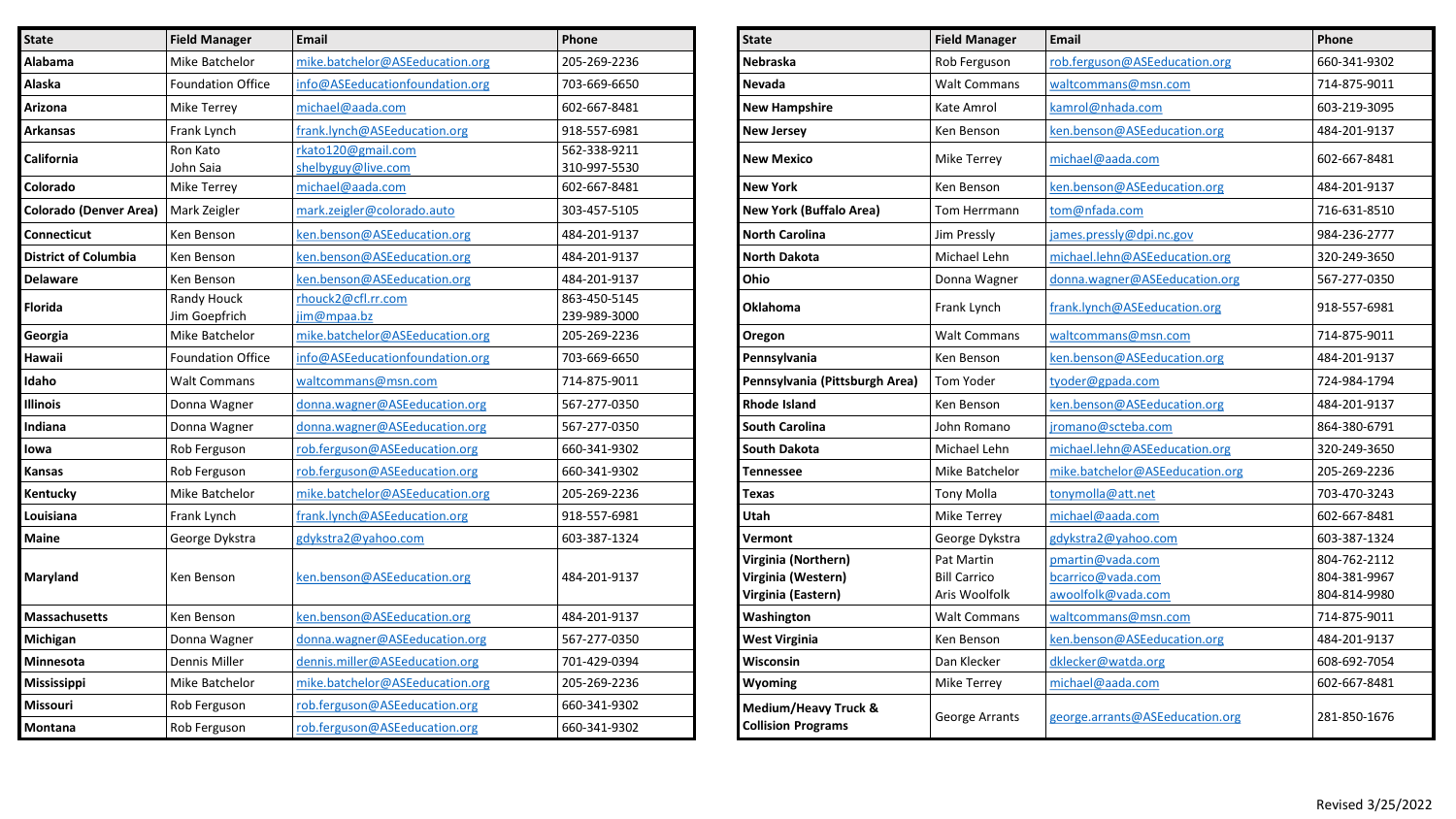| State | Field Manager | Email | Phone |
|---|---|---|---|
| **Alabama** | Mike Batchelor | mike.batchelor@ASEeducation.org | 205-269-2236 |
| **Alaska** | Foundation Office | info@ASEeducationfoundation.org | 703-669-6650 |
| **Arizona** | Mike Terrey | michael@aada.com | 602-667-8481 |
| **Arkansas** | Frank Lynch | frank.lynch@ASEeducation.org | 918-557-6981 |
| **California** | Ron Kato<br>John Saia | rkato120@gmail.com<br>shelbyguy@live.com | 562-338-9211<br>310-997-5530 |
| **Colorado** | Mike Terrey | michael@aada.com | 602-667-8481 |
| **Colorado (Denver Area)** | Mark Zeigler | mark.zeigler@colorado.auto | 303-457-5105 |
| **Connecticut** | Ken Benson | ken.benson@ASEeducation.org | 484-201-9137 |
| **District of Columbia** | Ken Benson | ken.benson@ASEeducation.org | 484-201-9137 |
| **Delaware** | Ken Benson | ken.benson@ASEeducation.org | 484-201-9137 |
| **Florida** | Randy Houck<br>Jim Goepfrich | rhouck2@cfl.rr.com<br>jim@mpaa.bz | 863-450-5145<br>239-989-3000 |
| **Georgia** | Mike Batchelor | mike.batchelor@ASEeducation.org | 205-269-2236 |
| **Hawaii** | Foundation Office | info@ASEeducationfoundation.org | 703-669-6650 |
| **Idaho** | Walt Commans | waltcommans@msn.com | 714-875-9011 |
| **Illinois** | Donna Wagner | donna.wagner@ASEeducation.org | 567-277-0350 |
| **Indiana** | Donna Wagner | donna.wagner@ASEeducation.org | 567-277-0350 |
| **Iowa** | Rob Ferguson | rob.ferguson@ASEeducation.org | 660-341-9302 |
| **Kansas** | Rob Ferguson | rob.ferguson@ASEeducation.org | 660-341-9302 |
| **Kentucky** | Mike Batchelor | mike.batchelor@ASEeducation.org | 205-269-2236 |
| **Louisiana** | Frank Lynch | frank.lynch@ASEeducation.org | 918-557-6981 |
| **Maine** | George Dykstra | gdykstra2@yahoo.com | 603-387-1324 |
| **Maryland** | Ken Benson | ken.benson@ASEeducation.org | 484-201-9137 |
| **Massachusetts** | Ken Benson | ken.benson@ASEeducation.org | 484-201-9137 |
| **Michigan** | Donna Wagner | donna.wagner@ASEeducation.org | 567-277-0350 |
| **Minnesota** | Dennis Miller | dennis.miller@ASEeducation.org | 701-429-0394 |
| **Mississippi** | Mike Batchelor | mike.batchelor@ASEeducation.org | 205-269-2236 |
| **Missouri** | Rob Ferguson | rob.ferguson@ASEeducation.org | 660-341-9302 |
| **Montana** | Rob Ferguson | rob.ferguson@ASEeducation.org | 660-341-9302 |
| **Nebraska** | Rob Ferguson | rob.ferguson@ASEeducation.org | 660-341-9302 |
| **Nevada** | Walt Commans | waltcommans@msn.com | 714-875-9011 |
| **New Hampshire** | Kate Amrol | kamrol@nhada.com | 603-219-3095 |
| **New Jersey** | Ken Benson | ken.benson@ASEeducation.org | 484-201-9137 |
| **New Mexico** | Mike Terrey | michael@aada.com | 602-667-8481 |
| **New York** | Ken Benson | ken.benson@ASEeducation.org | 484-201-9137 |
| **New York (Buffalo Area)** | Tom Herrmann | tom@nfada.com | 716-631-8510 |
| **North Carolina** | Jim Pressly | james.pressly@dpi.nc.gov | 984-236-2777 |
| **North Dakota** | Michael Lehn | michael.lehn@ASEeducation.org | 320-249-3650 |
| **Ohio** | Donna Wagner | donna.wagner@ASEeducation.org | 567-277-0350 |
| **Oklahoma** | Frank Lynch | frank.lynch@ASEeducation.org | 918-557-6981 |
| **Oregon** | Walt Commans | waltcommans@msn.com | 714-875-9011 |
| **Pennsylvania** | Ken Benson | ken.benson@ASEeducation.org | 484-201-9137 |
| **Pennsylvania (Pittsburgh Area)** | Tom Yoder | tyoder@gpada.com | 724-984-1794 |
| **Rhode Island** | Ken Benson | ken.benson@ASEeducation.org | 484-201-9137 |
| **South Carolina** | John Romano | jromano@scteba.com | 864-380-6791 |
| **South Dakota** | Michael Lehn | michael.lehn@ASEeducation.org | 320-249-3650 |
| **Tennessee** | Mike Batchelor | mike.batchelor@ASEeducation.org | 205-269-2236 |
| **Texas** | Tony Molla | tonymolla@att.net | 703-470-3243 |
| **Utah** | Mike Terrey | michael@aada.com | 602-667-8481 |
| **Vermont** | George Dykstra | gdykstra2@yahoo.com | 603-387-1324 |
| **Virginia (Northern)**<br>**Virginia (Western)**<br>**Virginia (Eastern)** | Pat Martin<br>Bill Carrico<br>Aris Woolfolk | pmartin@vada.com<br>bcarrico@vada.com<br>awoolfolk@vada.com | 804-762-2112<br>804-381-9967<br>804-814-9980 |
| **Washington** | Walt Commans | waltcommans@msn.com | 714-875-9011 |
| **West Virginia** | Ken Benson | ken.benson@ASEeducation.org | 484-201-9137 |
| **Wisconsin** | Dan Klecker | dklecker@watda.org | 608-692-7054 |
| **Wyoming** | Mike Terrey | michael@aada.com | 602-667-8481 |
| **Medium/Heavy Truck & Collision Programs** | George Arrants | george.arrants@ASEeducation.org | 281-850-1676 |

Revised 3/25/2022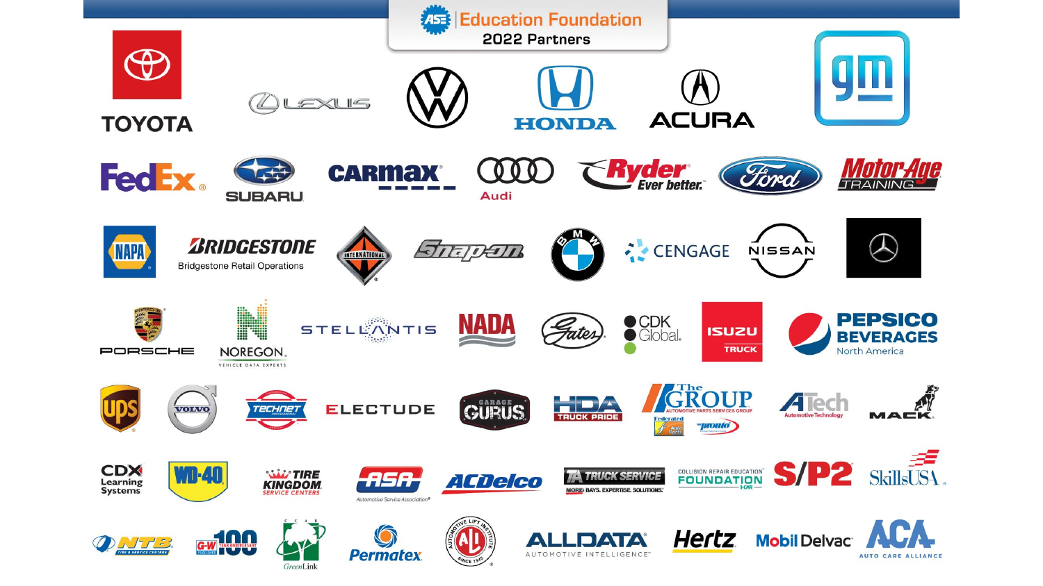# ASE Education Foundation

## 2022 Partners

TOYOTA

LEXUS

HONDA

ACURA

gm

FedEx

SUBARU

CARMAX

Audi

Ryder Ever better.

Ford

Motor Age TRAINING

NAPA

BRIDGESTONE
Bridgestone Retail Operations

INTERNATIONAL

Snap-on

BMW

CENGAGE

NISSAN

PORSCHE

NOREGON
VEHICLE DATA EXPERTS

STELLANTIS

NADA

Gates

CDK Global

ISUZU TRUCK

PEPSICO BEVERAGES
North America

ups

VOLVO

TECHNET

ELECTUDE

GARAGE GURUS

HDA TRUCK PRIDE

The GROUP
AUTOMOTIVE PARTS SERVICES GROUP

ATech
Automotive Technology

MACK

CDX Learning Systems

WD-40

TIRE KINGDOM SERVICE CENTERS

ASA
Automotive Service Association

ACDelco

TA TRUCK SERVICE
MORE: BAYS. EXPERTISE. SOLUTIONS.

COLLISION REPAIR EDUCATION FOUNDATION

S/P2

SkillsUSA

NTB TIRE & SERVICE CENTERS

G-W 100 YEAR ANNIVERSARY

GreenLink

Permatex

AUTOMOTIVE LIFT INSTITUTE
SINCE 1945

ALLDATA
AUTOMOTIVE INTELLIGENCE

Hertz

Mobil Delvac

ACA
AUTO CARE ALLIANCE